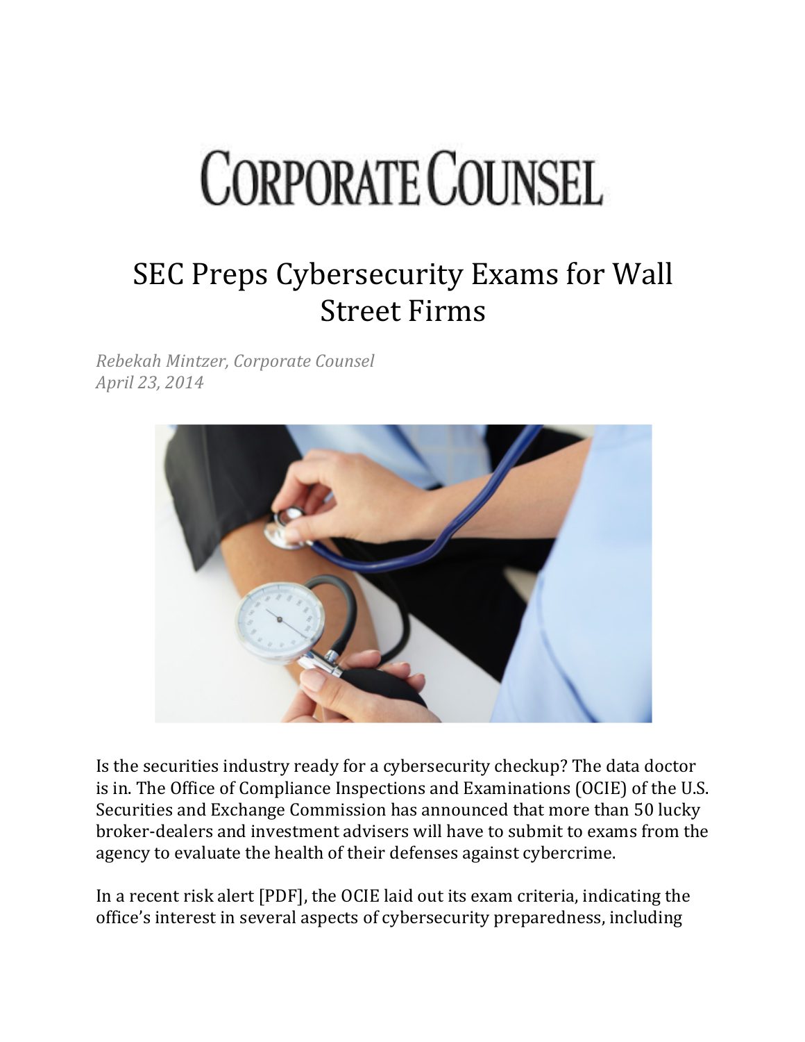# CORPORATE COUNSEL

## SEC Preps Cybersecurity Exams for Wall Street Firms

*Rebekah Mintzer, Corporate Counsel*
*April 23, 2014*

Is the securities industry ready for a cybersecurity checkup? The data doctor is in. The Office of Compliance Inspections and Examinations (OCIE) of the U.S. Securities and Exchange Commission has announced that more than 50 lucky broker-dealers and investment advisers will have to submit to exams from the agency to evaluate the health of their defenses against cybercrime.

In a recent risk alert [PDF], the OCIE laid out its exam criteria, indicating the office's interest in several aspects of cybersecurity preparedness, including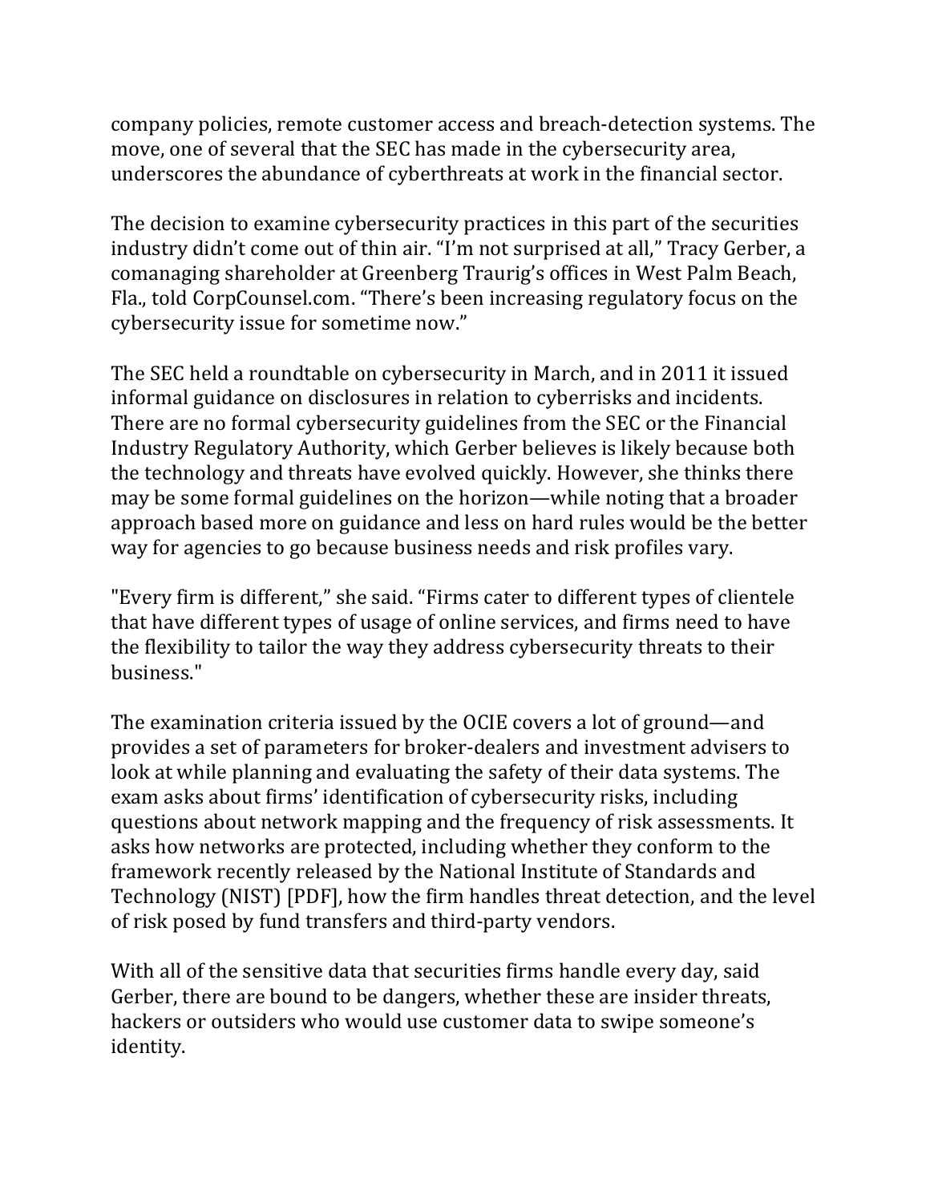company policies, remote customer access and breach-detection systems. The move, one of several that the SEC has made in the cybersecurity area, underscores the abundance of cyberthreats at work in the financial sector.

The decision to examine cybersecurity practices in this part of the securities industry didn't come out of thin air. "I'm not surprised at all," Tracy Gerber, a comanaging shareholder at Greenberg Traurig's offices in West Palm Beach, Fla., told CorpCounsel.com. "There's been increasing regulatory focus on the cybersecurity issue for sometime now."

The SEC held a roundtable on cybersecurity in March, and in 2011 it issued informal guidance on disclosures in relation to cyberrisks and incidents. There are no formal cybersecurity guidelines from the SEC or the Financial Industry Regulatory Authority, which Gerber believes is likely because both the technology and threats have evolved quickly. However, she thinks there may be some formal guidelines on the horizon—while noting that a broader approach based more on guidance and less on hard rules would be the better way for agencies to go because business needs and risk profiles vary.

"Every firm is different," she said. "Firms cater to different types of clientele that have different types of usage of online services, and firms need to have the flexibility to tailor the way they address cybersecurity threats to their business."

The examination criteria issued by the OCIE covers a lot of ground—and provides a set of parameters for broker-dealers and investment advisers to look at while planning and evaluating the safety of their data systems. The exam asks about firms' identification of cybersecurity risks, including questions about network mapping and the frequency of risk assessments. It asks how networks are protected, including whether they conform to the framework recently released by the National Institute of Standards and Technology (NIST) [PDF], how the firm handles threat detection, and the level of risk posed by fund transfers and third-party vendors.

With all of the sensitive data that securities firms handle every day, said Gerber, there are bound to be dangers, whether these are insider threats, hackers or outsiders who would use customer data to swipe someone's identity.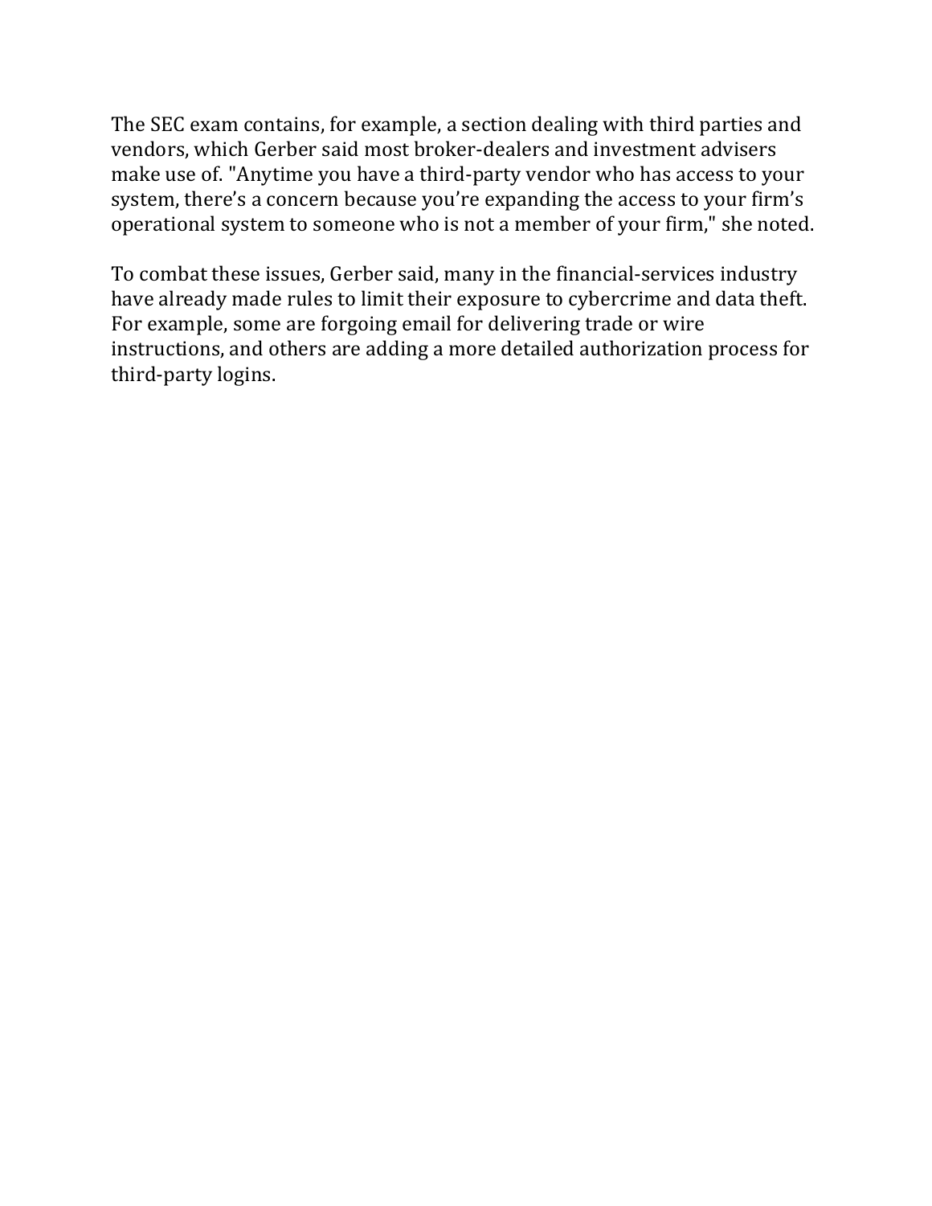The SEC exam contains, for example, a section dealing with third parties and vendors, which Gerber said most broker-dealers and investment advisers make use of. "Anytime you have a third-party vendor who has access to your system, there's a concern because you're expanding the access to your firm's operational system to someone who is not a member of your firm," she noted.

To combat these issues, Gerber said, many in the financial-services industry have already made rules to limit their exposure to cybercrime and data theft. For example, some are forgoing email for delivering trade or wire instructions, and others are adding a more detailed authorization process for third-party logins.